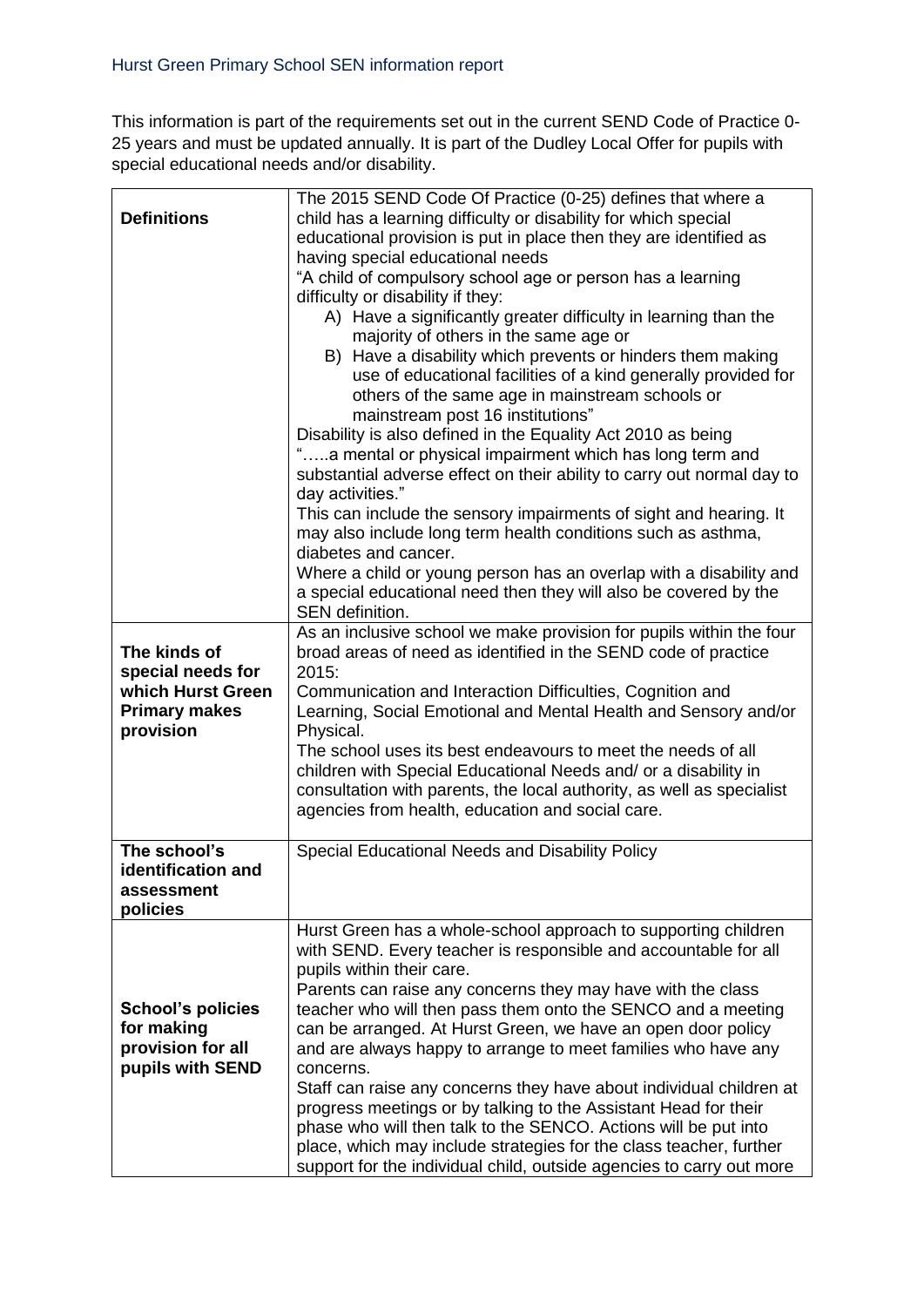# Hurst Green Primary School SEN information report

This information is part of the requirements set out in the current SEND Code of Practice 0-25 years and must be updated annually. It is part of the Dudley Local Offer for pupils with special educational needs and/or disability.

| | |
|---|---|
| **Definitions** | The 2015 SEND Code Of Practice (0-25) defines that where a child has a learning difficulty or disability for which special educational provision is put in place then they are identified as having special educational needs<br>"A child of compulsory school age or person has a learning difficulty or disability if they:<br>A) Have a significantly greater difficulty in learning than the majority of others in the same age or<br>B) Have a disability which prevents or hinders them making use of educational facilities of a kind generally provided for others of the same age in mainstream schools or mainstream post 16 institutions"<br>Disability is also defined in the Equality Act 2010 as being "…..a mental or physical impairment which has long term and substantial adverse effect on their ability to carry out normal day to day activities."<br>This can include the sensory impairments of sight and hearing. It may also include long term health conditions such as asthma, diabetes and cancer.<br>Where a child or young person has an overlap with a disability and a special educational need then they will also be covered by the SEN definition. |
| **The kinds of special needs for which Hurst Green Primary makes provision** | As an inclusive school we make provision for pupils within the four broad areas of need as identified in the SEND code of practice 2015:<br>Communication and Interaction Difficulties, Cognition and Learning, Social Emotional and Mental Health and Sensory and/or Physical.<br>The school uses its best endeavours to meet the needs of all children with Special Educational Needs and/ or a disability in consultation with parents, the local authority, as well as specialist agencies from health, education and social care. |
| **The school's identification and assessment policies** | Special Educational Needs and Disability Policy |
| **School's policies for making provision for all pupils with SEND** | Hurst Green has a whole-school approach to supporting children with SEND. Every teacher is responsible and accountable for all pupils within their care.<br>Parents can raise any concerns they may have with the class teacher who will then pass them onto the SENCO and a meeting can be arranged. At Hurst Green, we have an open door policy and are always happy to arrange to meet families who have any concerns.<br>Staff can raise any concerns they have about individual children at progress meetings or by talking to the Assistant Head for their phase who will then talk to the SENCO. Actions will be put into place, which may include strategies for the class teacher, further support for the individual child, outside agencies to carry out more |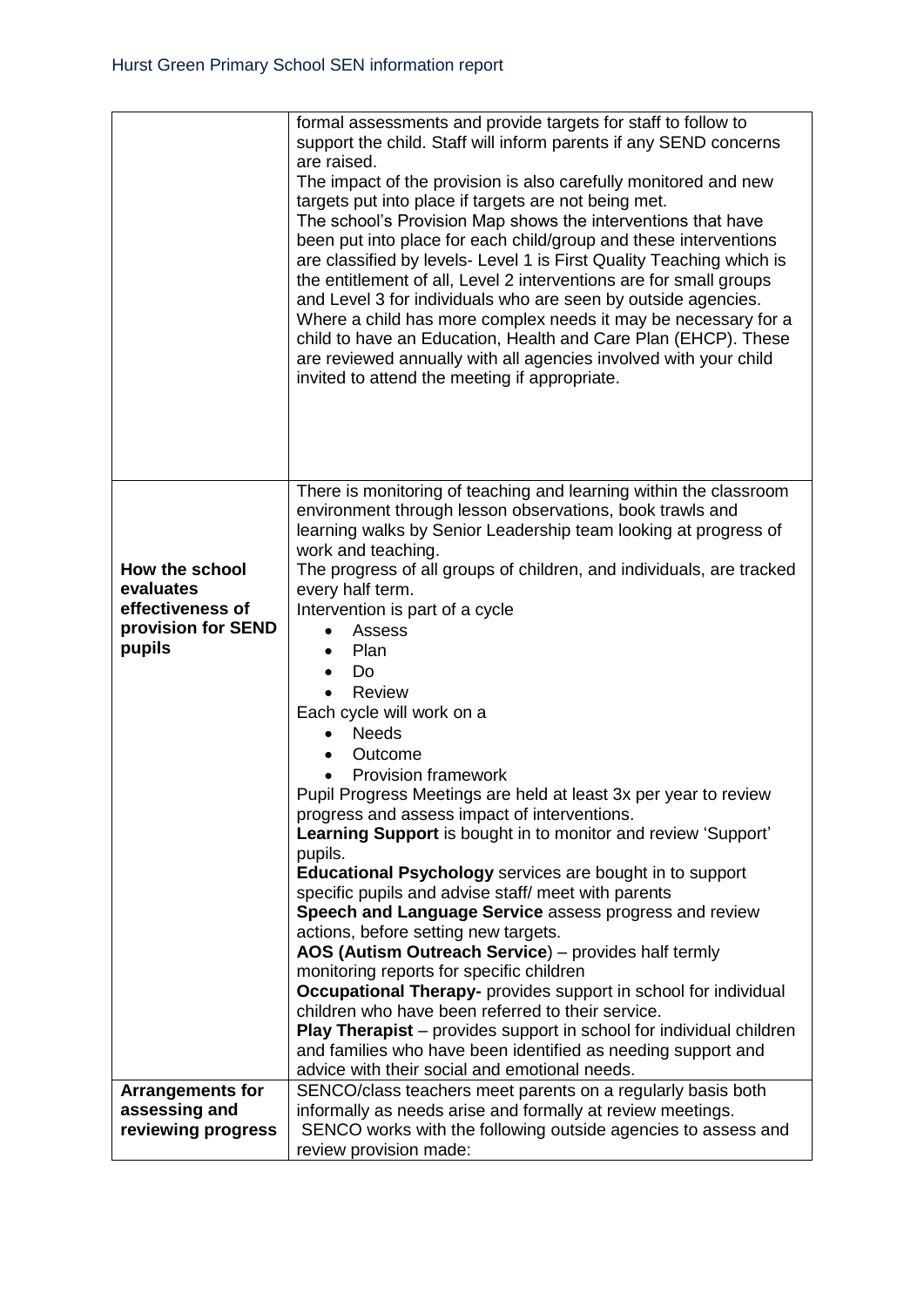| | |
|---|---|
| | formal assessments and provide targets for staff to follow to support the child. Staff will inform parents if any SEND concerns are raised.<br>The impact of the provision is also carefully monitored and new targets put into place if targets are not being met.<br>The school's Provision Map shows the interventions that have been put into place for each child/group and these interventions are classified by levels- Level 1 is First Quality Teaching which is the entitlement of all, Level 2 interventions are for small groups and Level 3 for individuals who are seen by outside agencies.<br>Where a child has more complex needs it may be necessary for a child to have an Education, Health and Care Plan (EHCP). These are reviewed annually with all agencies involved with your child invited to attend the meeting if appropriate. |
| **How the school evaluates effectiveness of provision for SEND pupils** | There is monitoring of teaching and learning within the classroom environment through lesson observations, book trawls and learning walks by Senior Leadership team looking at progress of work and teaching.<br>The progress of all groups of children, and individuals, are tracked every half term.<br>Intervention is part of a cycle<br>• Assess<br>• Plan<br>• Do<br>• Review<br>Each cycle will work on a<br>• Needs<br>• Outcome<br>• Provision framework<br>Pupil Progress Meetings are held at least 3x per year to review progress and assess impact of interventions.<br>**Learning Support** is bought in to monitor and review 'Support' pupils.<br>**Educational Psychology** services are bought in to support specific pupils and advise staff/ meet with parents<br>**Speech and Language Service** assess progress and review actions, before setting new targets.<br>**AOS (Autism Outreach Service**) – provides half termly monitoring reports for specific children<br>**Occupational Therapy-** provides support in school for individual children who have been referred to their service.<br>**Play Therapist** – provides support in school for individual children and families who have been identified as needing support and advice with their social and emotional needs. |
| **Arrangements for assessing and reviewing progress** | SENCO/class teachers meet parents on a regularly basis both informally as needs arise and formally at review meetings.<br>SENCO works with the following outside agencies to assess and review provision made: |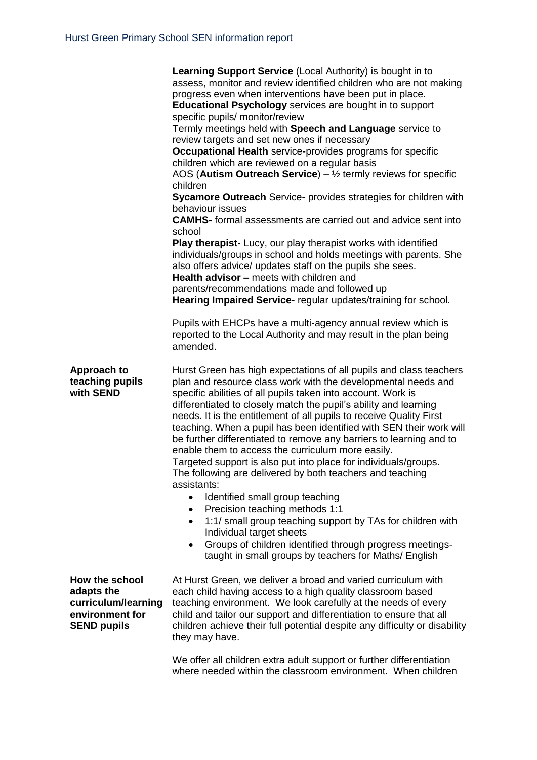| | |
|---|---|
| | **Learning Support Service** (Local Authority) is bought in to assess, monitor and review identified children who are not making progress even when interventions have been put in place.<br>**Educational Psychology** services are bought in to support specific pupils/ monitor/review<br>Termly meetings held with **Speech and Language** service to review targets and set new ones if necessary<br>**Occupational Health** service-provides programs for specific children which are reviewed on a regular basis<br>AOS (**Autism Outreach Service**) – ½ termly reviews for specific children<br>**Sycamore Outreach** Service- provides strategies for children with behaviour issues<br>**CAMHS-** formal assessments are carried out and advice sent into school<br>**Play therapist-** Lucy, our play therapist works with identified individuals/groups in school and holds meetings with parents. She also offers advice/ updates staff on the pupils she sees.<br>**Health advisor –** meets with children and parents/recommendations made and followed up<br>**Hearing Impaired Service**- regular updates/training for school.<br><br>Pupils with EHCPs have a multi-agency annual review which is reported to the Local Authority and may result in the plan being amended. |
| **Approach to teaching pupils with SEND** | Hurst Green has high expectations of all pupils and class teachers plan and resource class work with the developmental needs and specific abilities of all pupils taken into account. Work is differentiated to closely match the pupil's ability and learning needs. It is the entitlement of all pupils to receive Quality First teaching. When a pupil has been identified with SEN their work will be further differentiated to remove any barriers to learning and to enable them to access the curriculum more easily.<br>Targeted support is also put into place for individuals/groups. The following are delivered by both teachers and teaching assistants:<br>• Identified small group teaching<br>• Precision teaching methods 1:1<br>• 1:1/ small group teaching support by TAs for children with Individual target sheets<br>• Groups of children identified through progress meetings- taught in small groups by teachers for Maths/ English |
| **How the school adapts the curriculum/learning environment for SEND pupils** | At Hurst Green, we deliver a broad and varied curriculum with each child having access to a high quality classroom based teaching environment. We look carefully at the needs of every child and tailor our support and differentiation to ensure that all children achieve their full potential despite any difficulty or disability they may have.<br><br>We offer all children extra adult support or further differentiation where needed within the classroom environment. When children |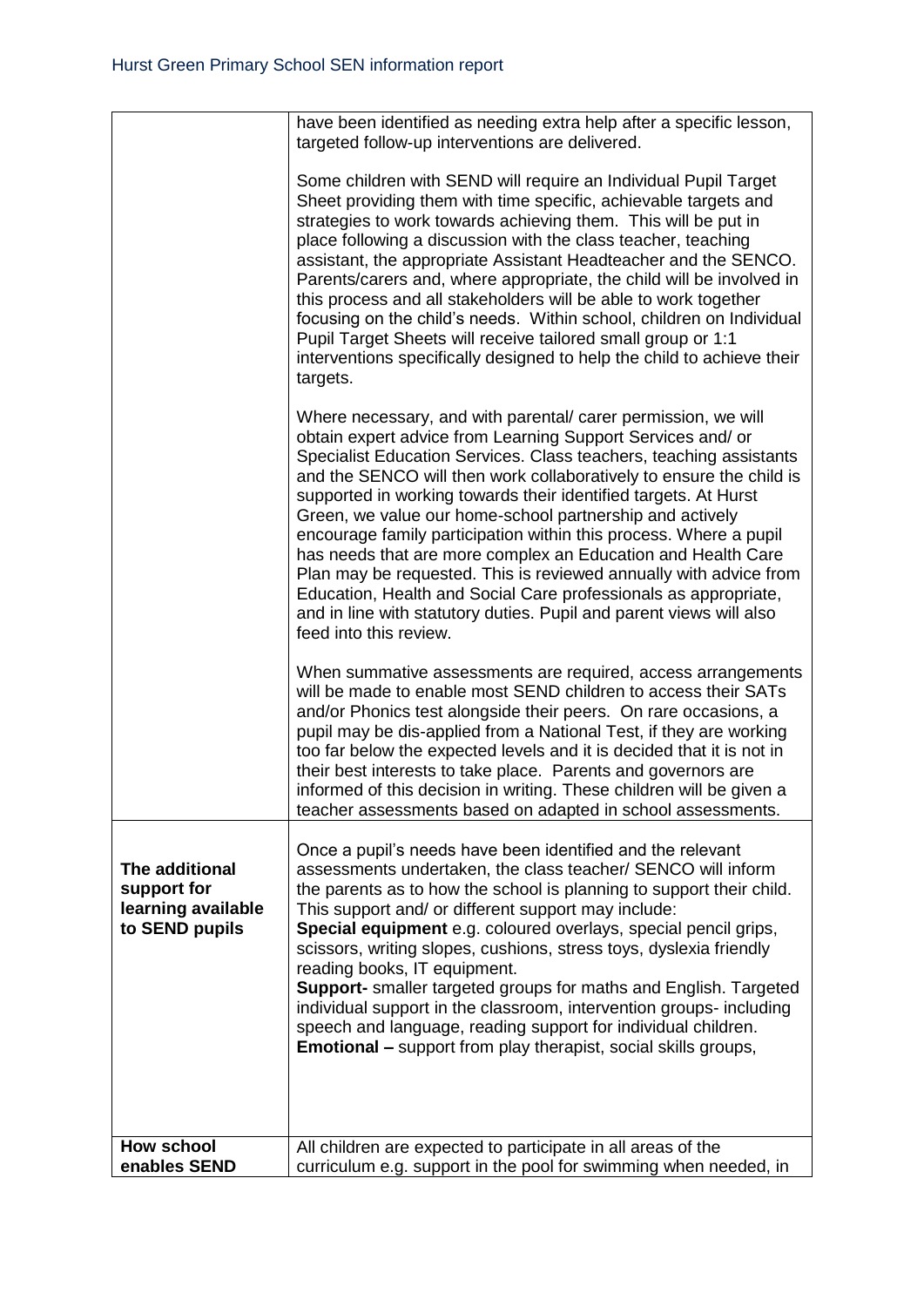| | |
|---|---|
| | have been identified as needing extra help after a specific lesson, targeted follow-up interventions are delivered.<br><br>Some children with SEND will require an Individual Pupil Target Sheet providing them with time specific, achievable targets and strategies to work towards achieving them. This will be put in place following a discussion with the class teacher, teaching assistant, the appropriate Assistant Headteacher and the SENCO. Parents/carers and, where appropriate, the child will be involved in this process and all stakeholders will be able to work together focusing on the child's needs. Within school, children on Individual Pupil Target Sheets will receive tailored small group or 1:1 interventions specifically designed to help the child to achieve their targets.<br><br>Where necessary, and with parental/ carer permission, we will obtain expert advice from Learning Support Services and/ or Specialist Education Services. Class teachers, teaching assistants and the SENCO will then work collaboratively to ensure the child is supported in working towards their identified targets. At Hurst Green, we value our home-school partnership and actively encourage family participation within this process. Where a pupil has needs that are more complex an Education and Health Care Plan may be requested. This is reviewed annually with advice from Education, Health and Social Care professionals as appropriate, and in line with statutory duties. Pupil and parent views will also feed into this review.<br><br>When summative assessments are required, access arrangements will be made to enable most SEND children to access their SATs and/or Phonics test alongside their peers. On rare occasions, a pupil may be dis-applied from a National Test, if they are working too far below the expected levels and it is decided that it is not in their best interests to take place. Parents and governors are informed of this decision in writing. These children will be given a teacher assessments based on adapted in school assessments. |
| **The additional support for learning available to SEND pupils** | Once a pupil's needs have been identified and the relevant assessments undertaken, the class teacher/ SENCO will inform the parents as to how the school is planning to support their child. This support and/ or different support may include:<br>**Special equipment** e.g. coloured overlays, special pencil grips, scissors, writing slopes, cushions, stress toys, dyslexia friendly reading books, IT equipment.<br>**Support-** smaller targeted groups for maths and English. Targeted individual support in the classroom, intervention groups- including speech and language, reading support for individual children.<br>**Emotional –** support from play therapist, social skills groups, |
| **How school enables SEND** | All children are expected to participate in all areas of the curriculum e.g. support in the pool for swimming when needed, in |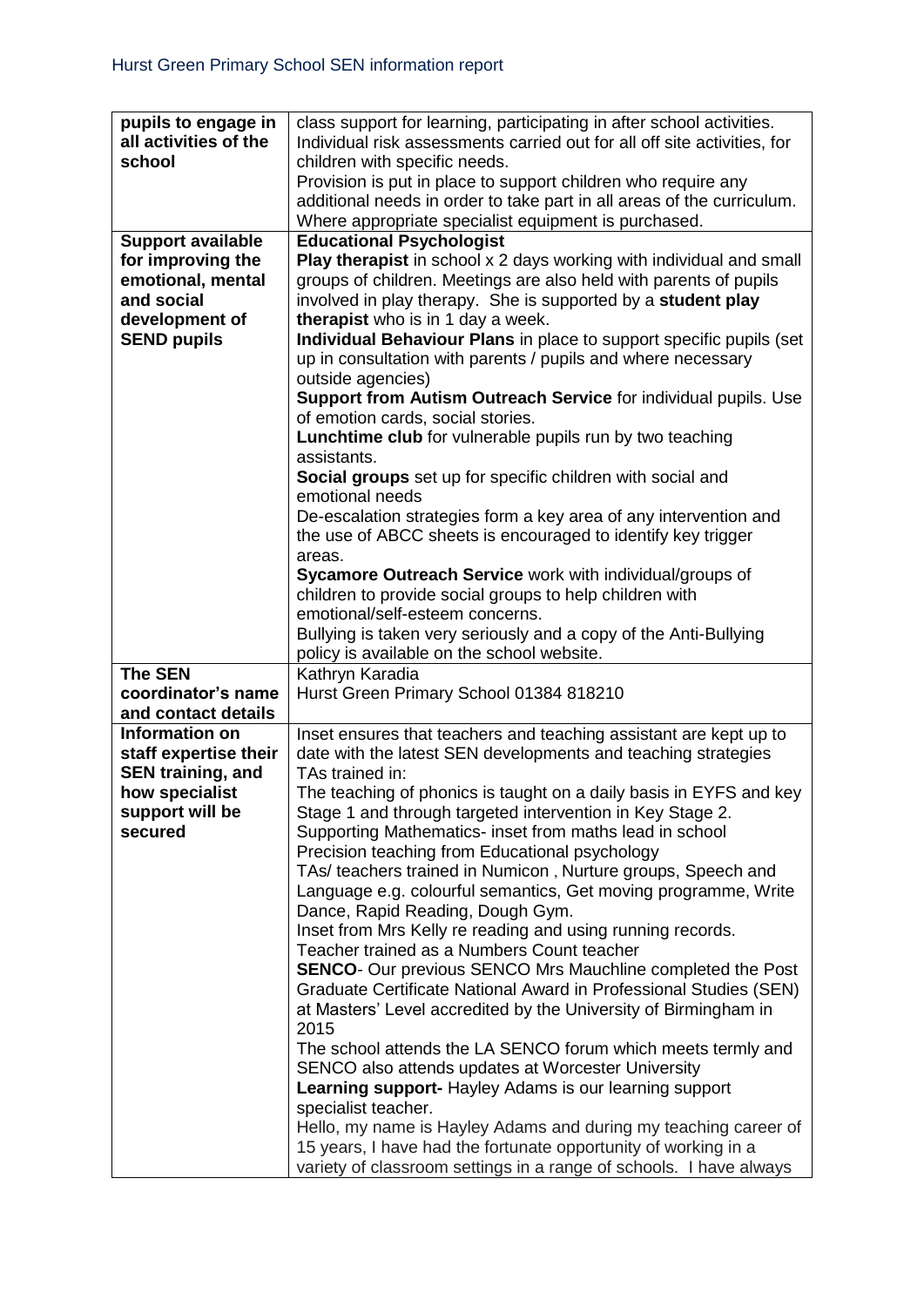| | |
|---|---|
| **pupils to engage in all activities of the school** | class support for learning, participating in after school activities.<br>Individual risk assessments carried out for all off site activities, for children with specific needs.<br>Provision is put in place to support children who require any additional needs in order to take part in all areas of the curriculum.<br>Where appropriate specialist equipment is purchased. |
| **Support available for improving the emotional, mental and social development of SEND pupils** | **Educational Psychologist**<br>**Play therapist** in school x 2 days working with individual and small groups of children. Meetings are also held with parents of pupils involved in play therapy. She is supported by a **student play therapist** who is in 1 day a week.<br>**Individual Behaviour Plans** in place to support specific pupils (set up in consultation with parents / pupils and where necessary outside agencies)<br>**Support from Autism Outreach Service** for individual pupils. Use of emotion cards, social stories.<br>**Lunchtime club** for vulnerable pupils run by two teaching assistants.<br>**Social groups** set up for specific children with social and emotional needs<br>De-escalation strategies form a key area of any intervention and the use of ABCC sheets is encouraged to identify key trigger areas.<br>**Sycamore Outreach Service** work with individual/groups of children to provide social groups to help children with emotional/self-esteem concerns.<br>Bullying is taken very seriously and a copy of the Anti-Bullying policy is available on the school website. |
| **The SEN coordinator's name and contact details** | Kathryn Karadia<br>Hurst Green Primary School 01384 818210 |
| **Information on staff expertise their SEN training, and how specialist support will be secured** | Inset ensures that teachers and teaching assistant are kept up to date with the latest SEN developments and teaching strategies<br>TAs trained in:<br>The teaching of phonics is taught on a daily basis in EYFS and key Stage 1 and through targeted intervention in Key Stage 2.<br>Supporting Mathematics- inset from maths lead in school<br>Precision teaching from Educational psychology<br>TAs/ teachers trained in Numicon , Nurture groups, Speech and Language e.g. colourful semantics, Get moving programme, Write Dance, Rapid Reading, Dough Gym.<br>Inset from Mrs Kelly re reading and using running records.<br>Teacher trained as a Numbers Count teacher<br>**SENCO**- Our previous SENCO Mrs Mauchline completed the Post Graduate Certificate National Award in Professional Studies (SEN) at Masters' Level accredited by the University of Birmingham in 2015<br>The school attends the LA SENCO forum which meets termly and SENCO also attends updates at Worcester University<br>**Learning support-** Hayley Adams is our learning support specialist teacher.<br>Hello, my name is Hayley Adams and during my teaching career of 15 years, I have had the fortunate opportunity of working in a variety of classroom settings in a range of schools. I have always |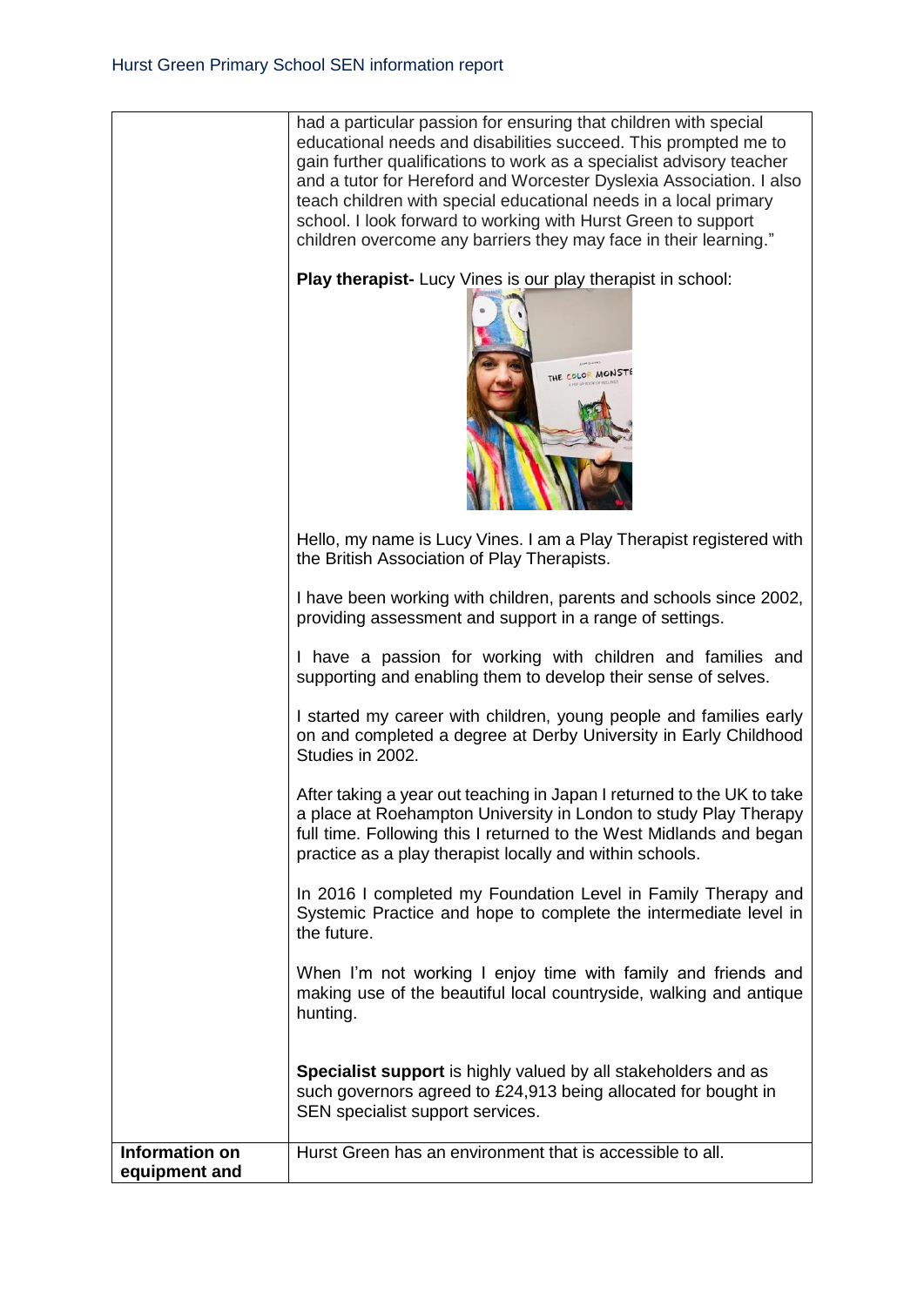| | |
|---|---|
| | had a particular passion for ensuring that children with special educational needs and disabilities succeed. This prompted me to gain further qualifications to work as a specialist advisory teacher and a tutor for Hereford and Worcester Dyslexia Association. I also teach children with special educational needs in a local primary school. I look forward to working with Hurst Green to support children overcome any barriers they may face in their learning."<br><br>**Play therapist-** Lucy Vines is our play therapist in school:<br><br>Hello, my name is Lucy Vines. I am a Play Therapist registered with the British Association of Play Therapists.<br><br>I have been working with children, parents and schools since 2002, providing assessment and support in a range of settings.<br><br>I have a passion for working with children and families and supporting and enabling them to develop their sense of selves.<br><br>I started my career with children, young people and families early on and completed a degree at Derby University in Early Childhood Studies in 2002.<br><br>After taking a year out teaching in Japan I returned to the UK to take a place at Roehampton University in London to study Play Therapy full time. Following this I returned to the West Midlands and began practice as a play therapist locally and within schools.<br><br>In 2016 I completed my Foundation Level in Family Therapy and Systemic Practice and hope to complete the intermediate level in the future.<br><br>When I'm not working I enjoy time with family and friends and making use of the beautiful local countryside, walking and antique hunting.<br><br>**Specialist support** is highly valued by all stakeholders and as such governors agreed to £24,913 being allocated for bought in SEN specialist support services. |
| **Information on equipment and** | Hurst Green has an environment that is accessible to all. |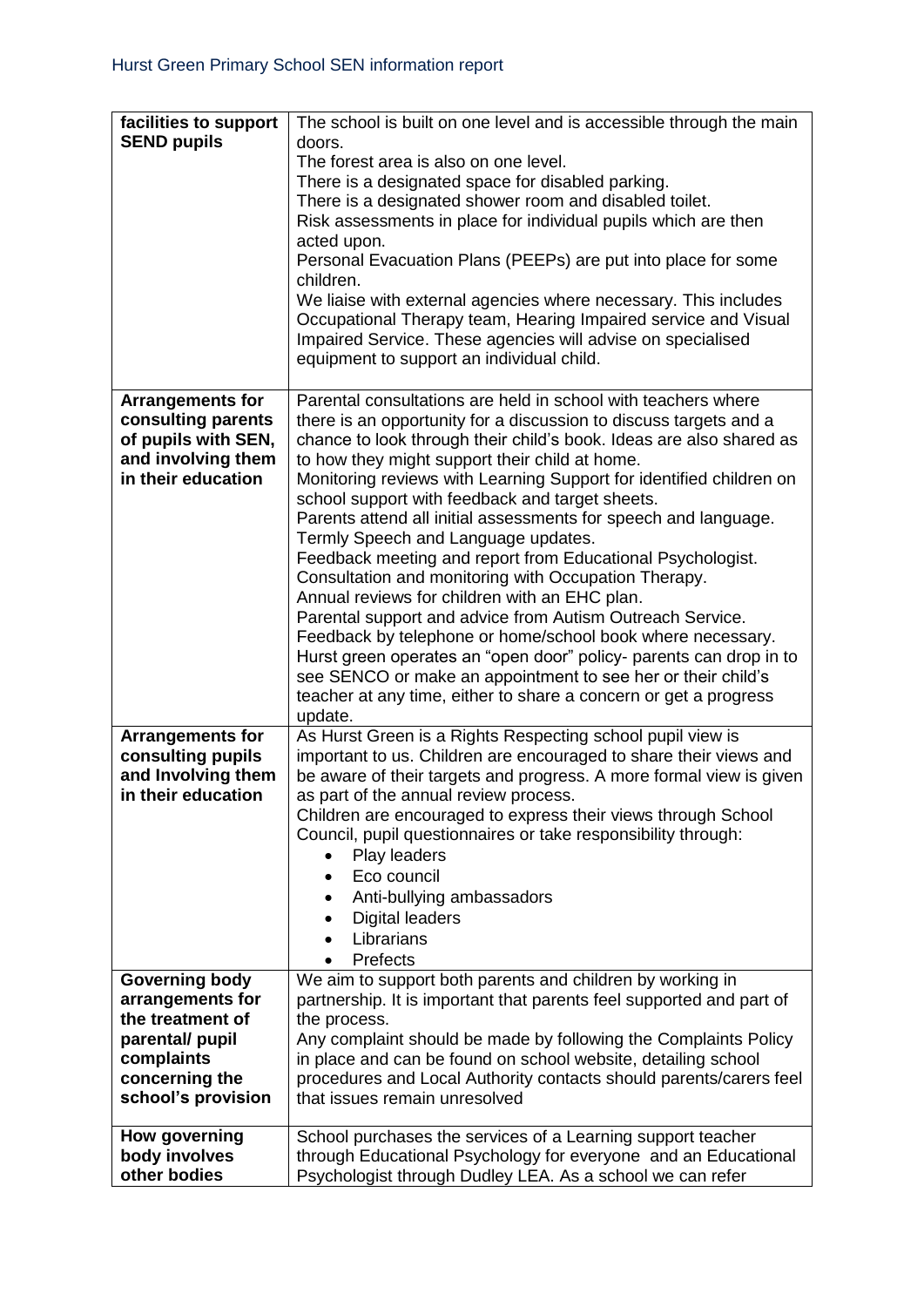| | |
|---|---|
| **facilities to support SEND pupils** | The school is built on one level and is accessible through the main doors.<br>The forest area is also on one level.<br>There is a designated space for disabled parking.<br>There is a designated shower room and disabled toilet.<br>Risk assessments in place for individual pupils which are then acted upon.<br>Personal Evacuation Plans (PEEPs) are put into place for some children.<br>We liaise with external agencies where necessary. This includes Occupational Therapy team, Hearing Impaired service and Visual Impaired Service. These agencies will advise on specialised equipment to support an individual child. |
| **Arrangements for consulting parents of pupils with SEN, and involving them in their education** | Parental consultations are held in school with teachers where there is an opportunity for a discussion to discuss targets and a chance to look through their child's book. Ideas are also shared as to how they might support their child at home.<br>Monitoring reviews with Learning Support for identified children on school support with feedback and target sheets.<br>Parents attend all initial assessments for speech and language.<br>Termly Speech and Language updates.<br>Feedback meeting and report from Educational Psychologist.<br>Consultation and monitoring with Occupation Therapy.<br>Annual reviews for children with an EHC plan.<br>Parental support and advice from Autism Outreach Service.<br>Feedback by telephone or home/school book where necessary.<br>Hurst green operates an "open door" policy- parents can drop in to see SENCO or make an appointment to see her or their child's teacher at any time, either to share a concern or get a progress update. |
| **Arrangements for consulting pupils and Involving them in their education** | As Hurst Green is a Rights Respecting school pupil view is important to us. Children are encouraged to share their views and be aware of their targets and progress. A more formal view is given as part of the annual review process.<br>Children are encouraged to express their views through School Council, pupil questionnaires or take responsibility through:<br>• Play leaders<br>• Eco council<br>• Anti-bullying ambassadors<br>• Digital leaders<br>• Librarians<br>• Prefects |
| **Governing body arrangements for the treatment of parental/ pupil complaints concerning the school's provision** | We aim to support both parents and children by working in partnership. It is important that parents feel supported and part of the process.<br>Any complaint should be made by following the Complaints Policy in place and can be found on school website, detailing school procedures and Local Authority contacts should parents/carers feel that issues remain unresolved |
| **How governing body involves other bodies** | School purchases the services of a Learning support teacher through Educational Psychology for everyone and an Educational Psychologist through Dudley LEA. As a school we can refer |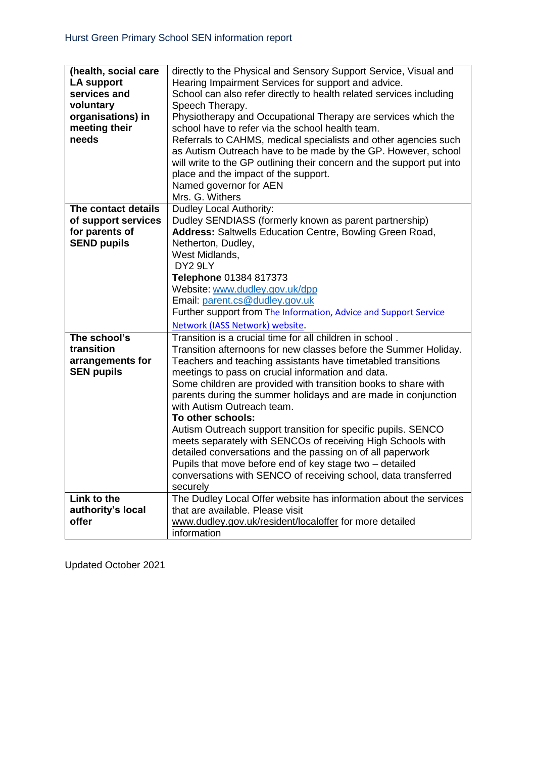| | |
|---|---|
| **(health, social care LA support services and voluntary organisations) in meeting their needs** | directly to the Physical and Sensory Support Service, Visual and Hearing Impairment Services for support and advice.<br>School can also refer directly to health related services including Speech Therapy.<br>Physiotherapy and Occupational Therapy are services which the school have to refer via the school health team.<br>Referrals to CAHMS, medical specialists and other agencies such as Autism Outreach have to be made by the GP. However, school will write to the GP outlining their concern and the support put into place and the impact of the support.<br>Named governor for AEN<br>Mrs. G. Withers |
| **The contact details of support services for parents of SEND pupils** | Dudley Local Authority:<br>Dudley SENDIASS (formerly known as parent partnership)<br>**Address:** Saltwells Education Centre, Bowling Green Road, Netherton, Dudley,<br>West Midlands,<br>DY2 9LY<br>**Telephone** 01384 817373<br>Website: [www.dudley.gov.uk/dpp](www.dudley.gov.uk/dpp)<br>Email: [parent.cs@dudley.gov.uk](mailto:parent.cs@dudley.gov.uk)<br>Further support from [The Information, Advice and Support Service Network (IASS Network) website]. |
| **The school's transition arrangements for SEN pupils** | Transition is a crucial time for all children in school .<br>Transition afternoons for new classes before the Summer Holiday.<br>Teachers and teaching assistants have timetabled transitions meetings to pass on crucial information and data.<br>Some children are provided with transition books to share with parents during the summer holidays and are made in conjunction with Autism Outreach team.<br>**To other schools:**<br>Autism Outreach support transition for specific pupils. SENCO meets separately with SENCOs of receiving High Schools with detailed conversations and the passing on of all paperwork<br>Pupils that move before end of key stage two – detailed conversations with SENCO of receiving school, data transferred securely |
| **Link to the authority's local offer** | The Dudley Local Offer website has information about the services that are available. Please visit www.dudley.gov.uk/resident/localoffer for more detailed information |

Updated October 2021